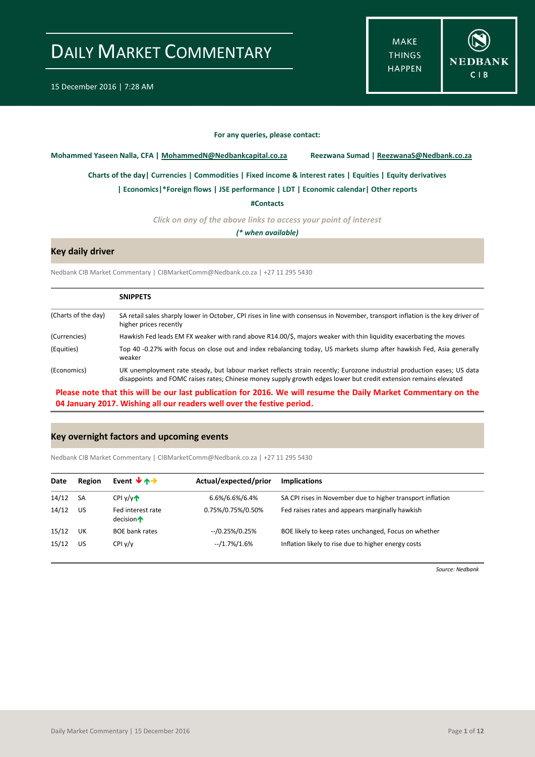# DAILY MARKET COMMENTARY

15 December 2016 | 7:28 AM

MAKE THINGS HAPPEN

NEDBANK CIB

**For any queries, please contact:**

**Mohammed Yaseen Nalla, CFA | MohammedN@Nedbankcapital.co.za** **Reezwana Sumad | ReezwanaS@Nedbank.co.za**

**Charts of the day| Currencies | Commodities | Fixed income & interest rates | Equities | Equity derivatives**

**| Economics|*Foreign flows | JSE performance | LDT | Economic calendar| Other reports**

**#Contacts**

*Click on any of the above links to access your point of interest*

***(* when available)***

## Key daily driver

Nedbank CIB Market Commentary | CIBMarketComm@Nedbank.co.za | +27 11 295 5430

| | **SNIPPETS** |
|---|---|
| (Charts of the day) | SA retail sales sharply lower in October, CPI rises in line with consensus in November, transport inflation is the key driver of higher prices recently |
| (Currencies) | Hawkish Fed leads EM FX weaker with rand above R14.00/$, majors weaker with thin liquidity exacerbating the moves |
| (Equities) | Top 40 -0.27% with focus on close out and index rebalancing today, US markets slump after hawkish Fed, Asia generally weaker |
| (Economics) | UK unemployment rate steady, but labour market reflects strain recently; Eurozone industrial production eases; US data disappoints and FOMC raises rates; Chinese money supply growth edges lower but credit extension remains elevated |

**Please note that this will be our last publication for 2016. We will resume the Daily Market Commentary on the 04 January 2017. Wishing all our readers well over the festive period.**

## Key overnight factors and upcoming events

Nedbank CIB Market Commentary | CIBMarketComm@Nedbank.co.za | +27 11 295 5430

| Date | Region | Event | Actual/expected/prior | Implications |
|---|---|---|---|---|
| 14/12 | SA | CPI y/y ↑ | 6.6%/6.6%/6.4% | SA CPI rises in November due to higher transport inflation |
| 14/12 | US | Fed interest rate decision ↑ | 0.75%/0.75%/0.50% | Fed raises rates and appears marginally hawkish |
| 15/12 | UK | BOE bank rates | --/0.25%/0.25% | BOE likely to keep rates unchanged, Focus on whether |
| 15/12 | US | CPI y/y | --/1.7%/1.6% | Inflation likely to rise due to higher energy costs |

*Source: Nedbank*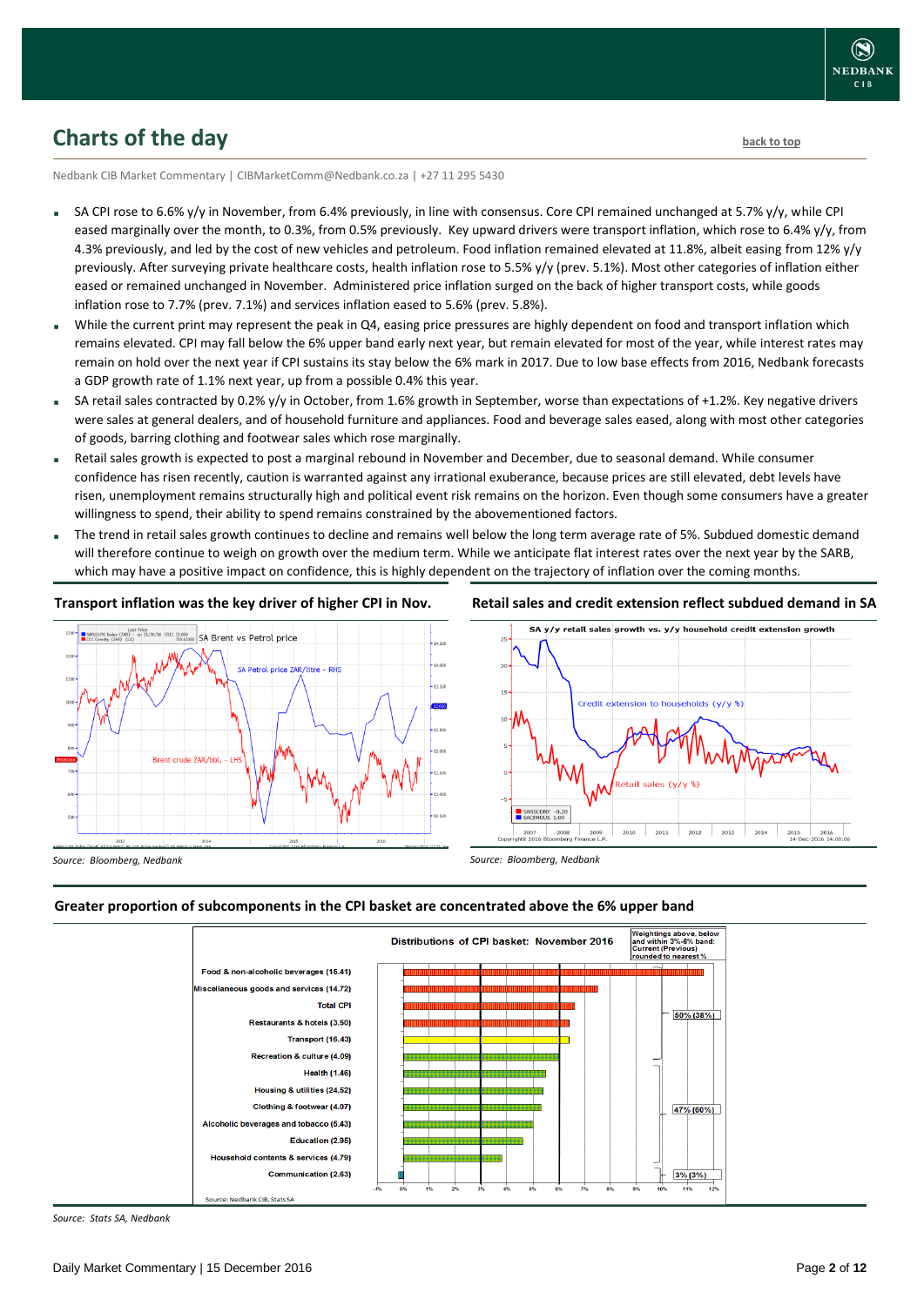## Charts of the day

back to top

Nedbank CIB Market Commentary | CIBMarketComm@Nedbank.co.za | +27 11 295 5430

- SA CPI rose to 6.6% y/y in November, from 6.4% previously, in line with consensus. Core CPI remained unchanged at 5.7% y/y, while CPI eased marginally over the month, to 0.3%, from 0.5% previously. Key upward drivers were transport inflation, which rose to 6.4% y/y, from 4.3% previously, and led by the cost of new vehicles and petroleum. Food inflation remained elevated at 11.8%, albeit easing from 12% y/y previously. After surveying private healthcare costs, health inflation rose to 5.5% y/y (prev. 5.1%). Most other categories of inflation either eased or remained unchanged in November. Administered price inflation surged on the back of higher transport costs, while goods inflation rose to 7.7% (prev. 7.1%) and services inflation eased to 5.6% (prev. 5.8%).
- While the current print may represent the peak in Q4, easing price pressures are highly dependent on food and transport inflation which remains elevated. CPI may fall below the 6% upper band early next year, but remain elevated for most of the year, while interest rates may remain on hold over the next year if CPI sustains its stay below the 6% mark in 2017. Due to low base effects from 2016, Nedbank forecasts a GDP growth rate of 1.1% next year, up from a possible 0.4% this year.
- SA retail sales contracted by 0.2% y/y in October, from 1.6% growth in September, worse than expectations of +1.2%. Key negative drivers were sales at general dealers, and of household furniture and appliances. Food and beverage sales eased, along with most other categories of goods, barring clothing and footwear sales which rose marginally.
- Retail sales growth is expected to post a marginal rebound in November and December, due to seasonal demand. While consumer confidence has risen recently, caution is warranted against any irrational exuberance, because prices are still elevated, debt levels have risen, unemployment remains structurally high and political event risk remains on the horizon. Even though some consumers have a greater willingness to spend, their ability to spend remains constrained by the abovementioned factors.
- The trend in retail sales growth continues to decline and remains well below the long term average rate of 5%. Subdued domestic demand will therefore continue to weigh on growth over the medium term. While we anticipate flat interest rates over the next year by the SARB, which may have a positive impact on confidence, this is highly dependent on the trajectory of inflation over the coming months.

**Transport inflation was the key driver of higher CPI in Nov.**

*Source: Bloomberg, Nedbank*

**Retail sales and credit extension reflect subdued demand in SA**

*Source: Bloomberg, Nedbank*

**Greater proportion of subcomponents in the CPI basket are concentrated above the 6% upper band**

*Source: Stats SA, Nedbank*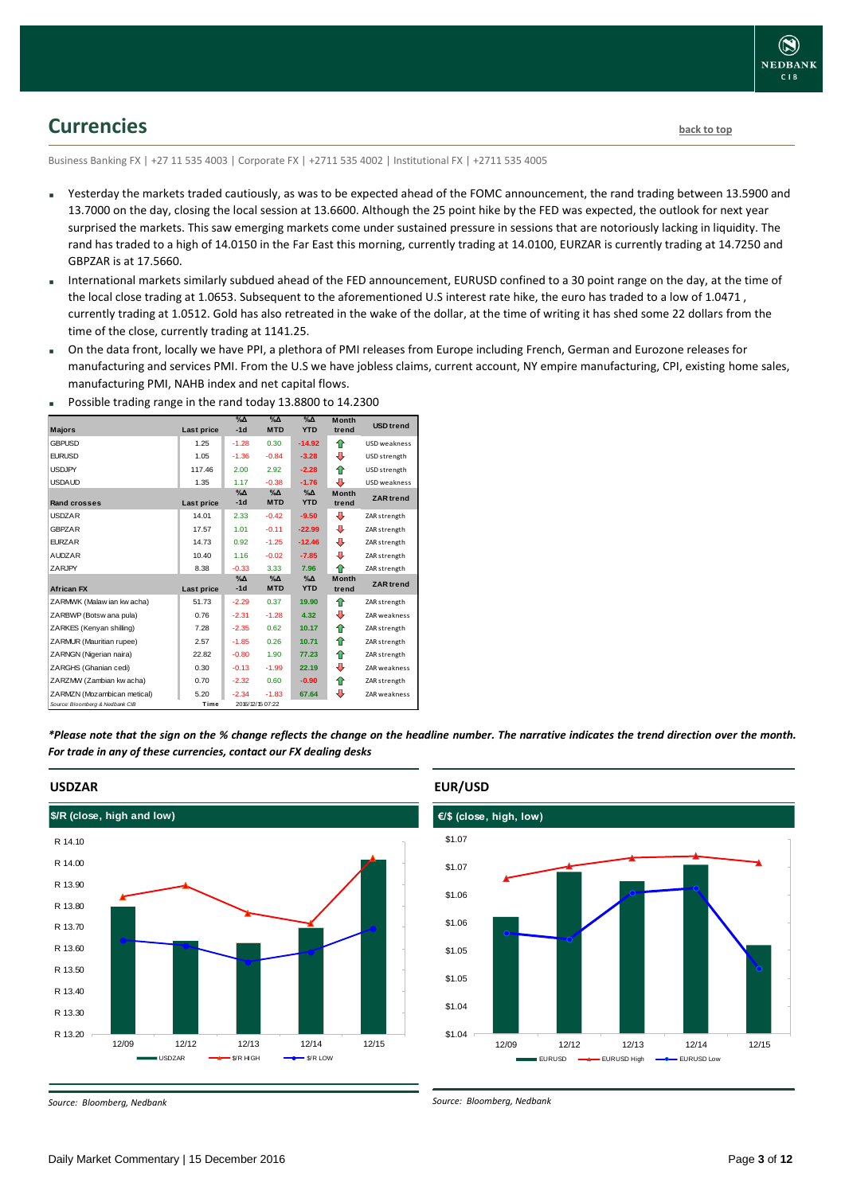## Currencies

back to top

Business Banking FX | +27 11 535 4003 | Corporate FX | +2711 535 4002 | Institutional FX | +2711 535 4005

- Yesterday the markets traded cautiously, as was to be expected ahead of the FOMC announcement, the rand trading between 13.5900 and 13.7000 on the day, closing the local session at 13.6600. Although the 25 point hike by the FED was expected, the outlook for next year surprised the markets. This saw emerging markets come under sustained pressure in sessions that are notoriously lacking in liquidity. The rand has traded to a high of 14.0150 in the Far East this morning, currently trading at 14.0100, EURZAR is currently trading at 14.7250 and GBPZAR is at 17.5660.
- International markets similarly subdued ahead of the FED announcement, EURUSD confined to a 30 point range on the day, at the time of the local close trading at 1.0653. Subsequent to the aforementioned U.S interest rate hike, the euro has traded to a low of 1.0471 , currently trading at 1.0512. Gold has also retreated in the wake of the dollar, at the time of writing it has shed some 22 dollars from the time of the close, currently trading at 1141.25.
- On the data front, locally we have PPI, a plethora of PMI releases from Europe including French, German and Eurozone releases for manufacturing and services PMI. From the U.S we have jobless claims, current account, NY empire manufacturing, CPI, existing home sales, manufacturing PMI, NAHB index and net capital flows.
- Possible trading range in the rand today 13.8800 to 14.2300

| Majors | Last price | %Δ -1d | %Δ MTD | %Δ YTD | Month trend | USD trend |
|---|---|---|---|---|---|---|
| GBPUSD | 1.25 | -1.28 | 0.30 | -14.92 | ⇧ | USD weakness |
| EURUSD | 1.05 | -1.36 | -0.84 | -3.28 | ⇩ | USD strength |
| USDJPY | 117.46 | 2.00 | 2.92 | -2.28 | ⇧ | USD strength |
| USDAUD | 1.35 | 1.17 | -0.38 | -1.76 | ⇩ | USD weakness |
| **Rand crosses** | **Last price** | **%Δ -1d** | **%Δ MTD** | **%Δ YTD** | **Month trend** | **ZAR trend** |
| USDZAR | 14.01 | 2.33 | -0.42 | -9.50 | ⇩ | ZAR strength |
| GBPZAR | 17.57 | 1.01 | -0.11 | -22.99 | ⇩ | ZAR strength |
| EURZAR | 14.73 | 0.92 | -1.25 | -12.46 | ⇩ | ZAR strength |
| AUDZAR | 10.40 | 1.16 | -0.02 | -7.85 | ⇩ | ZAR strength |
| ZARJPY | 8.38 | -0.33 | 3.33 | 7.96 | ⇧ | ZAR strength |
| **African FX** | **Last price** | **%Δ -1d** | **%Δ MTD** | **%Δ YTD** | **Month trend** | **ZAR trend** |
| ZARMWK (Malawian kwacha) | 51.73 | -2.29 | 0.37 | 19.90 | ⇧ | ZAR strength |
| ZARBWP (Botswana pula) | 0.76 | -2.31 | -1.28 | 4.32 | ⇩ | ZAR weakness |
| ZARKES (Kenyan shilling) | 7.28 | -2.35 | 0.62 | 10.17 | ⇧ | ZAR strength |
| ZARMUR (Mauritian rupee) | 2.57 | -1.85 | 0.26 | 10.71 | ⇧ | ZAR strength |
| ZARNGN (Nigerian naira) | 22.82 | -0.80 | 1.90 | 77.23 | ⇧ | ZAR strength |
| ZARGHS (Ghanian cedi) | 0.30 | -0.13 | -1.99 | 22.19 | ⇩ | ZAR weakness |
| ZARZMW (Zambian kwacha) | 0.70 | -2.32 | 0.60 | -0.90 | ⇧ | ZAR strength |
| ZARMZN (Mozambican metical) | 5.20 | -2.34 | -1.83 | 67.64 | ⇩ | ZAR weakness |

Source: Bloomberg & Nedbank CIB — Time 2016/12/15 07:22

*\*Please note that the sign on the % change reflects the change on the headline number. The narrative indicates the trend direction over the month. For trade in any of these currencies, contact our FX dealing desks*

### USDZAR

$/R (close, high and low)

Source: Bloomberg, Nedbank

### EUR/USD

€/$ (close, high, low)

Source: Bloomberg, Nedbank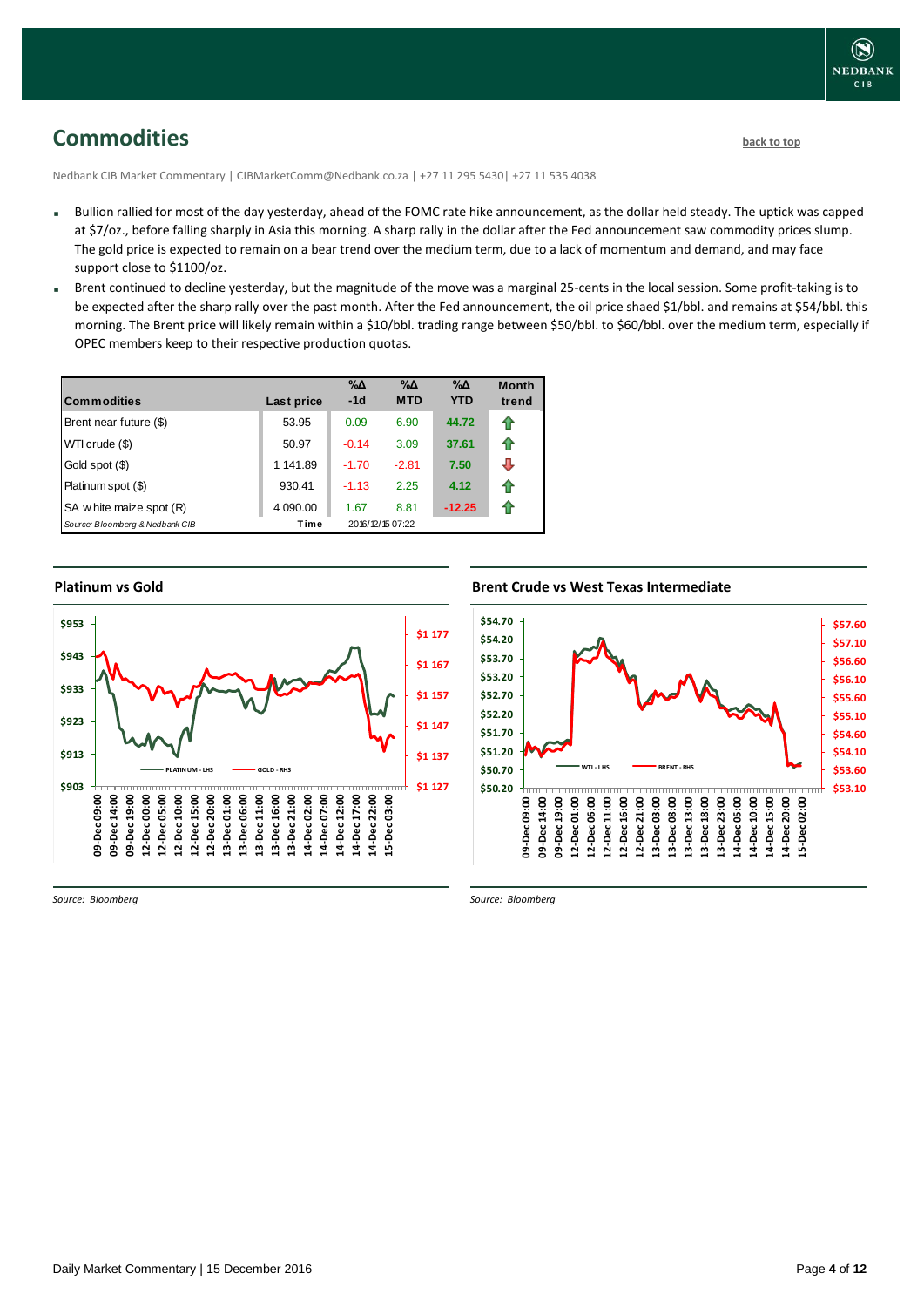## Commodities

back to top

Nedbank CIB Market Commentary | CIBMarketComm@Nedbank.co.za | +27 11 295 5430| +27 11 535 4038

- Bullion rallied for most of the day yesterday, ahead of the FOMC rate hike announcement, as the dollar held steady. The uptick was capped at $7/oz., before falling sharply in Asia this morning. A sharp rally in the dollar after the Fed announcement saw commodity prices slump. The gold price is expected to remain on a bear trend over the medium term, due to a lack of momentum and demand, and may face support close to $1100/oz.
- Brent continued to decline yesterday, but the magnitude of the move was a marginal 25-cents in the local session. Some profit-taking is to be expected after the sharp rally over the past month. After the Fed announcement, the oil price shaed $1/bbl. and remains at $54/bbl. this morning. The Brent price will likely remain within a $10/bbl. trading range between $50/bbl. to $60/bbl. over the medium term, especially if OPEC members keep to their respective production quotas.

| Commodities | Last price | %Δ -1d | %Δ MTD | %Δ YTD | Month trend |
|---|---|---|---|---|---|
| Brent near future ($) | 53.95 | 0.09 | 6.90 | 44.72 | ⇧ |
| WTI crude ($) | 50.97 | -0.14 | 3.09 | 37.61 | ⇧ |
| Gold spot ($) | 1 141.89 | -1.70 | -2.81 | 7.50 | ⇩ |
| Platinum spot ($) | 930.41 | -1.13 | 2.25 | 4.12 | ⇧ |
| SA white maize spot (R) | 4 090.00 | 1.67 | 8.81 | -12.25 | ⇧ |
| Source: Bloomberg & Nedbank CIB | Time | 2016/12/15 07:22 | | | |

### Platinum vs Gold

Source: Bloomberg

### Brent Crude vs West Texas Intermediate

Source: Bloomberg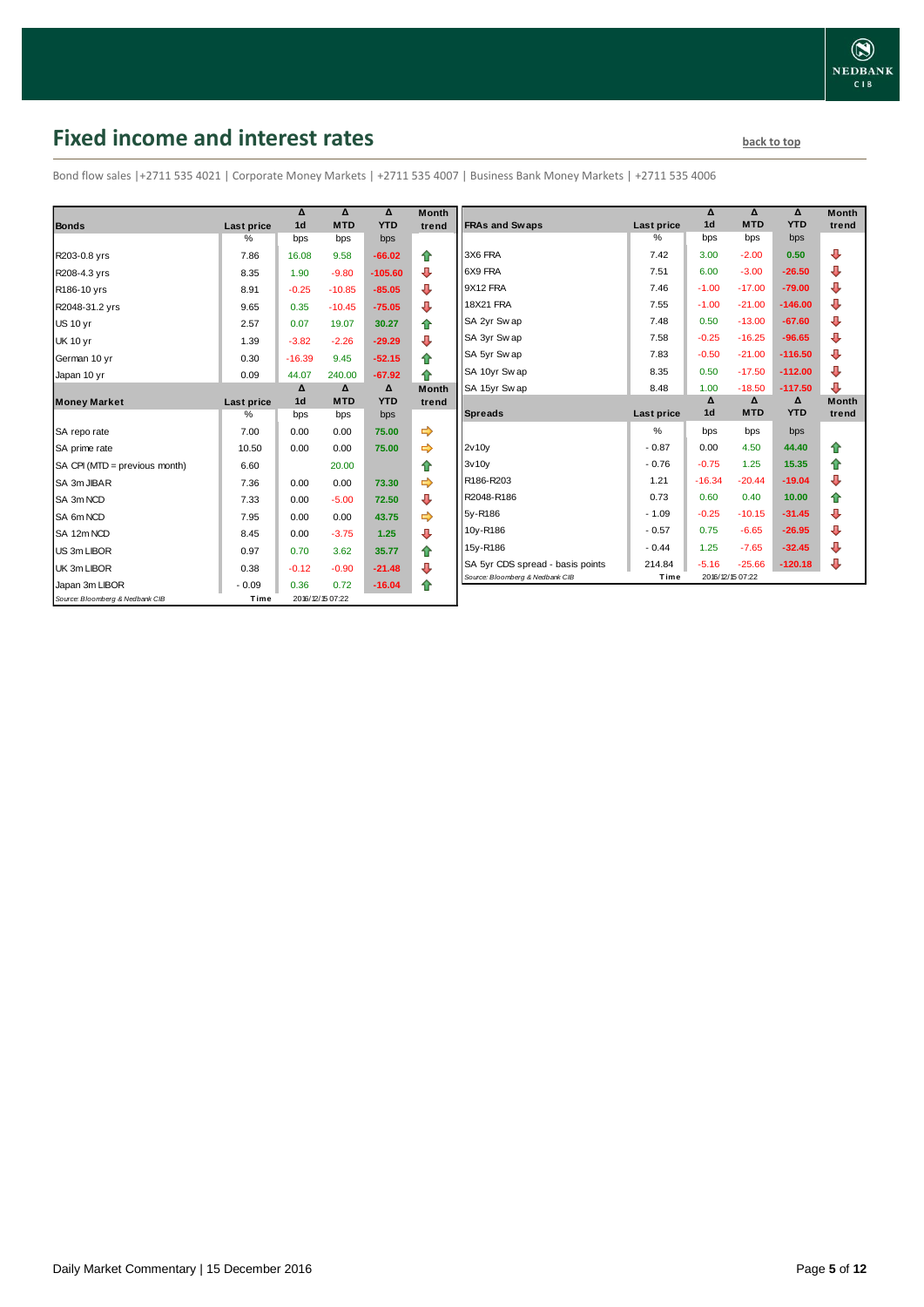## Fixed income and interest rates

back to top

Bond flow sales |+2711 535 4021 | Corporate Money Markets | +2711 535 4007 | Business Bank Money Markets | +2711 535 4006

| Bonds | Last price | Δ 1d | Δ MTD | Δ YTD | Month trend |
|---|---|---|---|---|---|
| | % | bps | bps | bps | |
| R203-0.8 yrs | 7.86 | 16.08 | 9.58 | -66.02 | ⇧ |
| R208-4.3 yrs | 8.35 | 1.90 | -9.80 | -105.60 | ⇩ |
| R186-10 yrs | 8.91 | -0.25 | -10.85 | -85.05 | ⇩ |
| R2048-31.2 yrs | 9.65 | 0.35 | -10.45 | -75.05 | ⇩ |
| US 10 yr | 2.57 | 0.07 | 19.07 | 30.27 | ⇧ |
| UK 10 yr | 1.39 | -3.82 | -2.26 | -29.29 | ⇩ |
| German 10 yr | 0.30 | -16.39 | 9.45 | -52.15 | ⇧ |
| Japan 10 yr | 0.09 | 44.07 | 240.00 | -67.92 | ⇧ |

| Money Market | Last price | Δ 1d | Δ MTD | Δ YTD | Month trend |
|---|---|---|---|---|---|
| | % | bps | bps | bps | |
| SA repo rate | 7.00 | 0.00 | 0.00 | 75.00 | ⇨ |
| SA prime rate | 10.50 | 0.00 | 0.00 | 75.00 | ⇨ |
| SA CPI (MTD = previous month) | 6.60 | | 20.00 | | ⇧ |
| SA 3m JIBAR | 7.36 | 0.00 | 0.00 | 73.30 | ⇨ |
| SA 3m NCD | 7.33 | 0.00 | -5.00 | 72.50 | ⇩ |
| SA 6m NCD | 7.95 | 0.00 | 0.00 | 43.75 | ⇨ |
| SA 12m NCD | 8.45 | 0.00 | -3.75 | 1.25 | ⇩ |
| US 3m LIBOR | 0.97 | 0.70 | 3.62 | 35.77 | ⇧ |
| UK 3m LIBOR | 0.38 | -0.12 | -0.90 | -21.48 | ⇩ |
| Japan 3m LIBOR | -0.09 | 0.36 | 0.72 | -16.04 | ⇧ |

Source: Bloomberg & Nedbank CIB | Time 2016/12/15 07:22

| FRAs and Swaps | Last price | Δ 1d | Δ MTD | Δ YTD | Month trend |
|---|---|---|---|---|---|
| | % | bps | bps | bps | |
| 3X6 FRA | 7.42 | 3.00 | -2.00 | 0.50 | ⇩ |
| 6X9 FRA | 7.51 | 6.00 | -3.00 | -26.50 | ⇩ |
| 9X12 FRA | 7.46 | -1.00 | -17.00 | -79.00 | ⇩ |
| 18X21 FRA | 7.55 | -1.00 | -21.00 | -146.00 | ⇩ |
| SA 2yr Swap | 7.48 | 0.50 | -13.00 | -67.60 | ⇩ |
| SA 3yr Swap | 7.58 | -0.25 | -16.25 | -96.65 | ⇩ |
| SA 5yr Swap | 7.83 | -0.50 | -21.00 | -116.50 | ⇩ |
| SA 10yr Swap | 8.35 | 0.50 | -17.50 | -112.00 | ⇩ |
| SA 15yr Swap | 8.48 | 1.00 | -18.50 | -117.50 | ⇩ |

| Spreads | Last price | Δ 1d | Δ MTD | Δ YTD | Month trend |
|---|---|---|---|---|---|
| | % | bps | bps | bps | |
| 2v10y | -0.87 | 0.00 | 4.50 | 44.40 | ⇧ |
| 3v10y | -0.76 | -0.75 | 1.25 | 15.35 | ⇧ |
| R186-R203 | 1.21 | -16.34 | -20.44 | -19.04 | ⇩ |
| R2048-R186 | 0.73 | 0.60 | 0.40 | 10.00 | ⇧ |
| 5y-R186 | -1.09 | -0.25 | -10.15 | -31.45 | ⇩ |
| 10y-R186 | -0.57 | 0.75 | -6.65 | -26.95 | ⇩ |
| 15y-R186 | -0.44 | 1.25 | -7.65 | -32.45 | ⇩ |
| SA 5yr CDS spread - basis points | 214.84 | -5.16 | -25.66 | -120.18 | ⇩ |

Source: Bloomberg & Nedbank CIB | Time 2016/12/15 07:22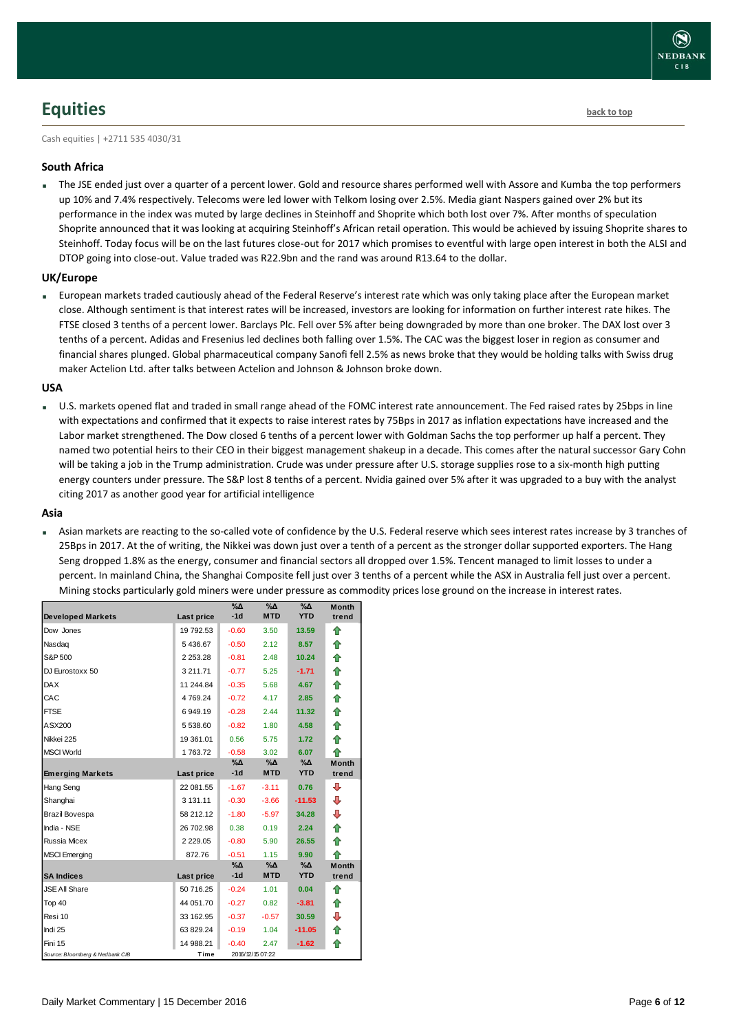## Equities

back to top

Cash equities | +2711 535 4030/31

### South Africa

- The JSE ended just over a quarter of a percent lower. Gold and resource shares performed well with Assore and Kumba the top performers up 10% and 7.4% respectively. Telecoms were led lower with Telkom losing over 2.5%. Media giant Naspers gained over 2% but its performance in the index was muted by large declines in Steinhoff and Shoprite which both lost over 7%. After months of speculation Shoprite announced that it was looking at acquiring Steinhoff's African retail operation. This would be achieved by issuing Shoprite shares to Steinhoff. Today focus will be on the last futures close-out for 2017 which promises to eventful with large open interest in both the ALSI and DTOP going into close-out. Value traded was R22.9bn and the rand was around R13.64 to the dollar.

### UK/Europe

- European markets traded cautiously ahead of the Federal Reserve's interest rate which was only taking place after the European market close. Although sentiment is that interest rates will be increased, investors are looking for information on further interest rate hikes. The FTSE closed 3 tenths of a percent lower. Barclays Plc. Fell over 5% after being downgraded by more than one broker. The DAX lost over 3 tenths of a percent. Adidas and Fresenius led declines both falling over 1.5%. The CAC was the biggest loser in region as consumer and financial shares plunged. Global pharmaceutical company Sanofi fell 2.5% as news broke that they would be holding talks with Swiss drug maker Actelion Ltd. after talks between Actelion and Johnson & Johnson broke down.

### USA

- U.S. markets opened flat and traded in small range ahead of the FOMC interest rate announcement. The Fed raised rates by 25bps in line with expectations and confirmed that it expects to raise interest rates by 75Bps in 2017 as inflation expectations have increased and the Labor market strengthened. The Dow closed 6 tenths of a percent lower with Goldman Sachs the top performer up half a percent. They named two potential heirs to their CEO in their biggest management shakeup in a decade. This comes after the natural successor Gary Cohn will be taking a job in the Trump administration. Crude was under pressure after U.S. storage supplies rose to a six-month high putting energy counters under pressure. The S&P lost 8 tenths of a percent. Nvidia gained over 5% after it was upgraded to a buy with the analyst citing 2017 as another good year for artificial intelligence

### Asia

- Asian markets are reacting to the so-called vote of confidence by the U.S. Federal reserve which sees interest rates increase by 3 tranches of 25Bps in 2017. At the of writing, the Nikkei was down just over a tenth of a percent as the stronger dollar supported exporters. The Hang Seng dropped 1.8% as the energy, consumer and financial sectors all dropped over 1.5%. Tencent managed to limit losses to under a percent. In mainland China, the Shanghai Composite fell just over 3 tenths of a percent while the ASX in Australia fell just over a percent. Mining stocks particularly gold miners were under pressure as commodity prices lose ground on the increase in interest rates.

| Developed Markets | Last price | %Δ -1d | %Δ MTD | %Δ YTD | Month trend |
|---|---|---|---|---|---|
| Dow Jones | 19 792.53 | -0.60 | 3.50 | 13.59 | ⇧ |
| Nasdaq | 5 436.67 | -0.50 | 2.12 | 8.57 | ⇧ |
| S&P 500 | 2 253.28 | -0.81 | 2.48 | 10.24 | ⇧ |
| DJ Eurostoxx 50 | 3 211.71 | -0.77 | 5.25 | -1.71 | ⇧ |
| DAX | 11 244.84 | -0.35 | 5.68 | 4.67 | ⇧ |
| CAC | 4 769.24 | -0.72 | 4.17 | 2.85 | ⇧ |
| FTSE | 6 949.19 | -0.28 | 2.44 | 11.32 | ⇧ |
| ASX200 | 5 538.60 | -0.82 | 1.80 | 4.58 | ⇧ |
| Nikkei 225 | 19 361.01 | 0.56 | 5.75 | 1.72 | ⇧ |
| MSCI World | 1 763.72 | -0.58 | 3.02 | 6.07 | ⇧ |
| **Emerging Markets** | **Last price** | **%Δ -1d** | **%Δ MTD** | **%Δ YTD** | **Month trend** |
| Hang Seng | 22 081.55 | -1.67 | -3.11 | 0.76 | ⇩ |
| Shanghai | 3 131.11 | -0.30 | -3.66 | -11.53 | ⇩ |
| Brazil Bovespa | 58 212.12 | -1.80 | -5.97 | 34.28 | ⇩ |
| India - NSE | 26 702.98 | 0.38 | 0.19 | 2.24 | ⇧ |
| Russia Micex | 2 229.05 | -0.80 | 5.90 | 26.55 | ⇧ |
| MSCI Emerging | 872.76 | -0.51 | 1.15 | 9.90 | ⇧ |
| **SA Indices** | **Last price** | **%Δ -1d** | **%Δ MTD** | **%Δ YTD** | **Month trend** |
| JSE All Share | 50 716.25 | -0.24 | 1.01 | 0.04 | ⇧ |
| Top 40 | 44 051.70 | -0.27 | 0.82 | -3.81 | ⇧ |
| Resi 10 | 33 162.95 | -0.37 | -0.57 | 30.59 | ⇩ |
| Indi 25 | 63 829.24 | -0.19 | 1.04 | -11.05 | ⇧ |
| Fini 15 | 14 988.21 | -0.40 | 2.47 | -1.62 | ⇧ |

Source: Bloomberg & Nedbank CIB — Time: 2016/12/15 07:22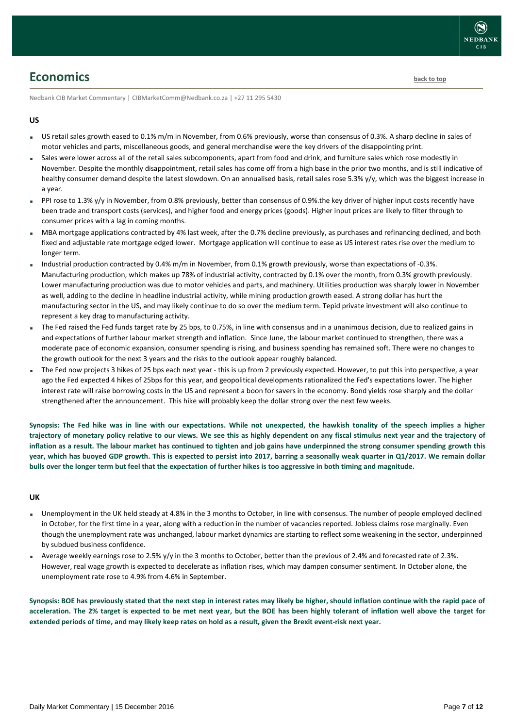# Economics

back to top

Nedbank CIB Market Commentary | CIBMarketComm@Nedbank.co.za | +27 11 295 5430

## US

- US retail sales growth eased to 0.1% m/m in November, from 0.6% previously, worse than consensus of 0.3%. A sharp decline in sales of motor vehicles and parts, miscellaneous goods, and general merchandise were the key drivers of the disappointing print.
- Sales were lower across all of the retail sales subcomponents, apart from food and drink, and furniture sales which rose modestly in November. Despite the monthly disappointment, retail sales has come off from a high base in the prior two months, and is still indicative of healthy consumer demand despite the latest slowdown. On an annualised basis, retail sales rose 5.3% y/y, which was the biggest increase in a year.
- PPI rose to 1.3% y/y in November, from 0.8% previously, better than consensus of 0.9%.the key driver of higher input costs recently have been trade and transport costs (services), and higher food and energy prices (goods). Higher input prices are likely to filter through to consumer prices with a lag in coming months.
- MBA mortgage applications contracted by 4% last week, after the 0.7% decline previously, as purchases and refinancing declined, and both fixed and adjustable rate mortgage edged lower. Mortgage application will continue to ease as US interest rates rise over the medium to longer term.
- Industrial production contracted by 0.4% m/m in November, from 0.1% growth previously, worse than expectations of -0.3%. Manufacturing production, which makes up 78% of industrial activity, contracted by 0.1% over the month, from 0.3% growth previously. Lower manufacturing production was due to motor vehicles and parts, and machinery. Utilities production was sharply lower in November as well, adding to the decline in headline industrial activity, while mining production growth eased. A strong dollar has hurt the manufacturing sector in the US, and may likely continue to do so over the medium term. Tepid private investment will also continue to represent a key drag to manufacturing activity.
- The Fed raised the Fed funds target rate by 25 bps, to 0.75%, in line with consensus and in a unanimous decision, due to realized gains in and expectations of further labour market strength and inflation. Since June, the labour market continued to strengthen, there was a moderate pace of economic expansion, consumer spending is rising, and business spending has remained soft. There were no changes to the growth outlook for the next 3 years and the risks to the outlook appear roughly balanced.
- The Fed now projects 3 hikes of 25 bps each next year - this is up from 2 previously expected. However, to put this into perspective, a year ago the Fed expected 4 hikes of 25bps for this year, and geopolitical developments rationalized the Fed's expectations lower. The higher interest rate will raise borrowing costs in the US and represent a boon for savers in the economy. Bond yields rose sharply and the dollar strengthened after the announcement. This hike will probably keep the dollar strong over the next few weeks.

**Synopsis: The Fed hike was in line with our expectations. While not unexpected, the hawkish tonality of the speech implies a higher trajectory of monetary policy relative to our views. We see this as highly dependent on any fiscal stimulus next year and the trajectory of inflation as a result. The labour market has continued to tighten and job gains have underpinned the strong consumer spending growth this year, which has buoyed GDP growth. This is expected to persist into 2017, barring a seasonally weak quarter in Q1/2017. We remain dollar bulls over the longer term but feel that the expectation of further hikes is too aggressive in both timing and magnitude.**

## UK

- Unemployment in the UK held steady at 4.8% in the 3 months to October, in line with consensus. The number of people employed declined in October, for the first time in a year, along with a reduction in the number of vacancies reported. Jobless claims rose marginally. Even though the unemployment rate was unchanged, labour market dynamics are starting to reflect some weakening in the sector, underpinned by subdued business confidence.
- Average weekly earnings rose to 2.5% y/y in the 3 months to October, better than the previous of 2.4% and forecasted rate of 2.3%. However, real wage growth is expected to decelerate as inflation rises, which may dampen consumer sentiment. In October alone, the unemployment rate rose to 4.9% from 4.6% in September.

**Synopsis: BOE has previously stated that the next step in interest rates may likely be higher, should inflation continue with the rapid pace of acceleration. The 2% target is expected to be met next year, but the BOE has been highly tolerant of inflation well above the target for extended periods of time, and may likely keep rates on hold as a result, given the Brexit event-risk next year.**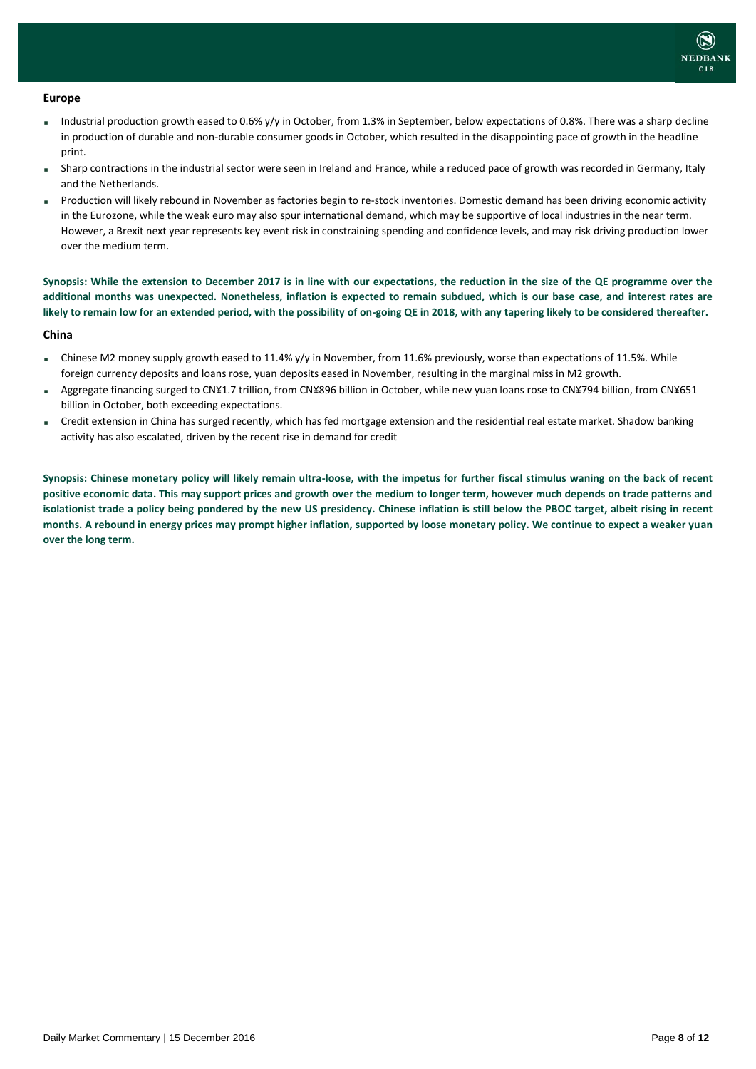## Europe

- Industrial production growth eased to 0.6% y/y in October, from 1.3% in September, below expectations of 0.8%. There was a sharp decline in production of durable and non-durable consumer goods in October, which resulted in the disappointing pace of growth in the headline print.
- Sharp contractions in the industrial sector were seen in Ireland and France, while a reduced pace of growth was recorded in Germany, Italy and the Netherlands.
- Production will likely rebound in November as factories begin to re-stock inventories. Domestic demand has been driving economic activity in the Eurozone, while the weak euro may also spur international demand, which may be supportive of local industries in the near term. However, a Brexit next year represents key event risk in constraining spending and confidence levels, and may risk driving production lower over the medium term.

**Synopsis: While the extension to December 2017 is in line with our expectations, the reduction in the size of the QE programme over the additional months was unexpected. Nonetheless, inflation is expected to remain subdued, which is our base case, and interest rates are likely to remain low for an extended period, with the possibility of on-going QE in 2018, with any tapering likely to be considered thereafter.**

## China

- Chinese M2 money supply growth eased to 11.4% y/y in November, from 11.6% previously, worse than expectations of 11.5%. While foreign currency deposits and loans rose, yuan deposits eased in November, resulting in the marginal miss in M2 growth.
- Aggregate financing surged to CN¥1.7 trillion, from CN¥896 billion in October, while new yuan loans rose to CN¥794 billion, from CN¥651 billion in October, both exceeding expectations.
- Credit extension in China has surged recently, which has fed mortgage extension and the residential real estate market. Shadow banking activity has also escalated, driven by the recent rise in demand for credit

**Synopsis: Chinese monetary policy will likely remain ultra-loose, with the impetus for further fiscal stimulus waning on the back of recent positive economic data. This may support prices and growth over the medium to longer term, however much depends on trade patterns and isolationist trade a policy being pondered by the new US presidency. Chinese inflation is still below the PBOC target, albeit rising in recent months. A rebound in energy prices may prompt higher inflation, supported by loose monetary policy. We continue to expect a weaker yuan over the long term.**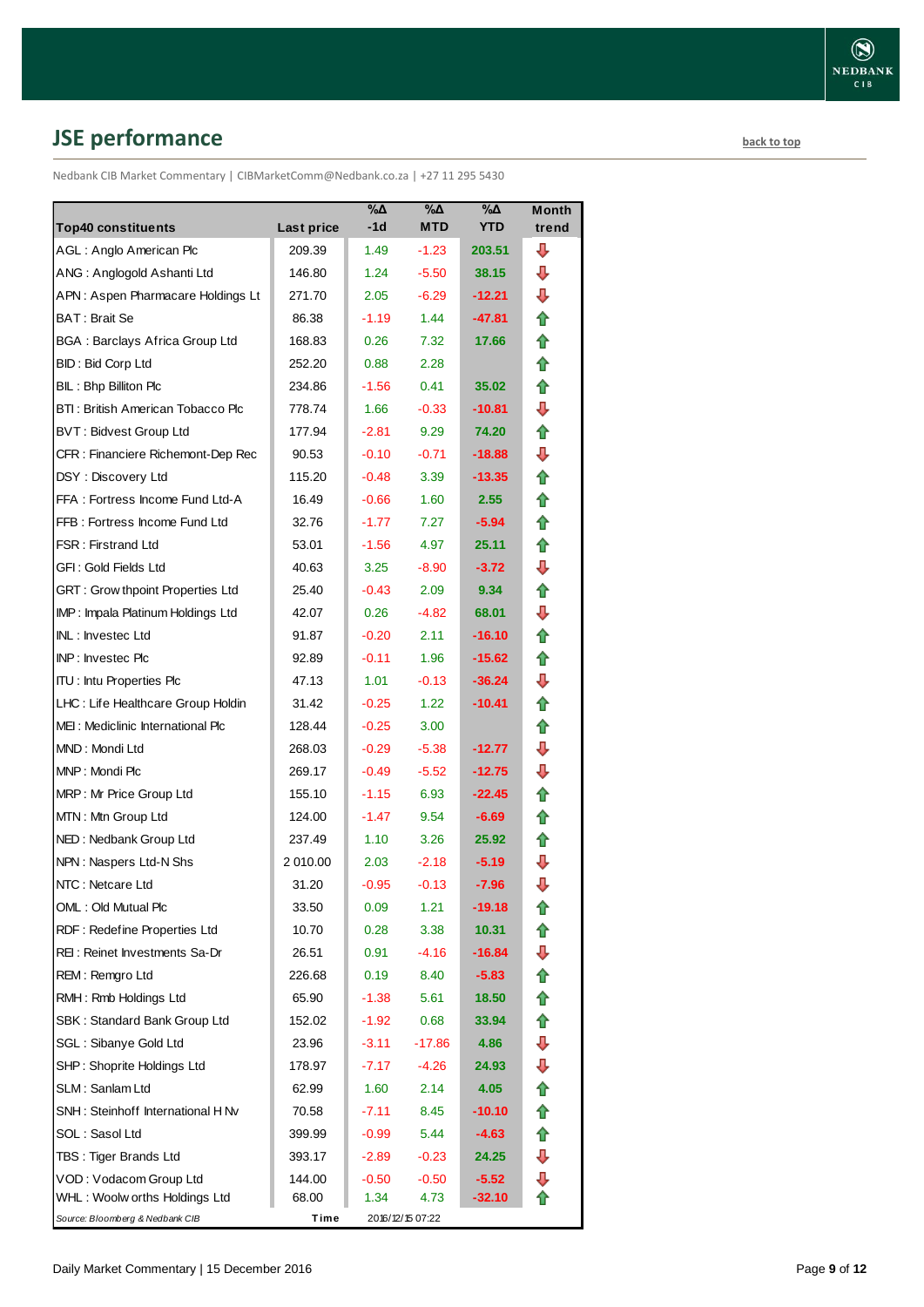## JSE performance

back to top

Nedbank CIB Market Commentary | CIBMarketComm@Nedbank.co.za | +27 11 295 5430

| Top40 constituents | Last price | %Δ -1d | %Δ MTD | %Δ YTD | Month trend |
|---|---|---|---|---|---|
| AGL : Anglo American Plc | 209.39 | 1.49 | -1.23 | 203.51 | ⇩ |
| ANG : Anglogold Ashanti Ltd | 146.80 | 1.24 | -5.50 | 38.15 | ⇩ |
| APN : Aspen Pharmacare Holdings Lt | 271.70 | 2.05 | -6.29 | -12.21 | ⇩ |
| BAT : Brait Se | 86.38 | -1.19 | 1.44 | -47.81 | ⇧ |
| BGA : Barclays Africa Group Ltd | 168.83 | 0.26 | 7.32 | 17.66 | ⇧ |
| BID : Bid Corp Ltd | 252.20 | 0.88 | 2.28 | | ⇧ |
| BIL : Bhp Billiton Plc | 234.86 | -1.56 | 0.41 | 35.02 | ⇧ |
| BTI : British American Tobacco Plc | 778.74 | 1.66 | -0.33 | -10.81 | ⇩ |
| BVT : Bidvest Group Ltd | 177.94 | -2.81 | 9.29 | 74.20 | ⇧ |
| CFR : Financiere Richemont-Dep Rec | 90.53 | -0.10 | -0.71 | -18.88 | ⇩ |
| DSY : Discovery Ltd | 115.20 | -0.48 | 3.39 | -13.35 | ⇧ |
| FFA : Fortress Income Fund Ltd-A | 16.49 | -0.66 | 1.60 | 2.55 | ⇧ |
| FFB : Fortress Income Fund Ltd | 32.76 | -1.77 | 7.27 | -5.94 | ⇧ |
| FSR : Firstrand Ltd | 53.01 | -1.56 | 4.97 | 25.11 | ⇧ |
| GFI : Gold Fields Ltd | 40.63 | 3.25 | -8.90 | -3.72 | ⇩ |
| GRT : Growthpoint Properties Ltd | 25.40 | -0.43 | 2.09 | 9.34 | ⇧ |
| IMP : Impala Platinum Holdings Ltd | 42.07 | 0.26 | -4.82 | 68.01 | ⇩ |
| INL : Investec Ltd | 91.87 | -0.20 | 2.11 | -16.10 | ⇧ |
| INP : Investec Plc | 92.89 | -0.11 | 1.96 | -15.62 | ⇧ |
| ITU : Intu Properties Plc | 47.13 | 1.01 | -0.13 | -36.24 | ⇩ |
| LHC : Life Healthcare Group Holdin | 31.42 | -0.25 | 1.22 | -10.41 | ⇧ |
| MEI : Mediclinic International Plc | 128.44 | -0.25 | 3.00 | | ⇧ |
| MND : Mondi Ltd | 268.03 | -0.29 | -5.38 | -12.77 | ⇩ |
| MNP : Mondi Plc | 269.17 | -0.49 | -5.52 | -12.75 | ⇩ |
| MRP : Mr Price Group Ltd | 155.10 | -1.15 | 6.93 | -22.45 | ⇧ |
| MTN : Mtn Group Ltd | 124.00 | -1.47 | 9.54 | -6.69 | ⇧ |
| NED : Nedbank Group Ltd | 237.49 | 1.10 | 3.26 | 25.92 | ⇧ |
| NPN : Naspers Ltd-N Shs | 2 010.00 | 2.03 | -2.18 | -5.19 | ⇩ |
| NTC : Netcare Ltd | 31.20 | -0.95 | -0.13 | -7.96 | ⇩ |
| OML : Old Mutual Plc | 33.50 | 0.09 | 1.21 | -19.18 | ⇧ |
| RDF : Redefine Properties Ltd | 10.70 | 0.28 | 3.38 | 10.31 | ⇧ |
| REI : Reinet Investments Sa-Dr | 26.51 | 0.91 | -4.16 | -16.84 | ⇩ |
| REM : Remgro Ltd | 226.68 | 0.19 | 8.40 | -5.83 | ⇧ |
| RMH : Rmb Holdings Ltd | 65.90 | -1.38 | 5.61 | 18.50 | ⇧ |
| SBK : Standard Bank Group Ltd | 152.02 | -1.92 | 0.68 | 33.94 | ⇧ |
| SGL : Sibanye Gold Ltd | 23.96 | -3.11 | -17.86 | 4.86 | ⇩ |
| SHP : Shoprite Holdings Ltd | 178.97 | -7.17 | -4.26 | 24.93 | ⇩ |
| SLM : Sanlam Ltd | 62.99 | 1.60 | 2.14 | 4.05 | ⇧ |
| SNH : Steinhoff International H Nv | 70.58 | -7.11 | 8.45 | -10.10 | ⇧ |
| SOL : Sasol Ltd | 399.99 | -0.99 | 5.44 | -4.63 | ⇧ |
| TBS : Tiger Brands Ltd | 393.17 | -2.89 | -0.23 | 24.25 | ⇩ |
| VOD : Vodacom Group Ltd | 144.00 | -0.50 | -0.50 | -5.52 | ⇩ |
| WHL : Woolworths Holdings Ltd | 68.00 | 1.34 | 4.73 | -32.10 | ⇧ |

*Source: Bloomberg & Nedbank CIB* Time 2016/12/15 07:22

Daily Market Commentary | 15 December 2016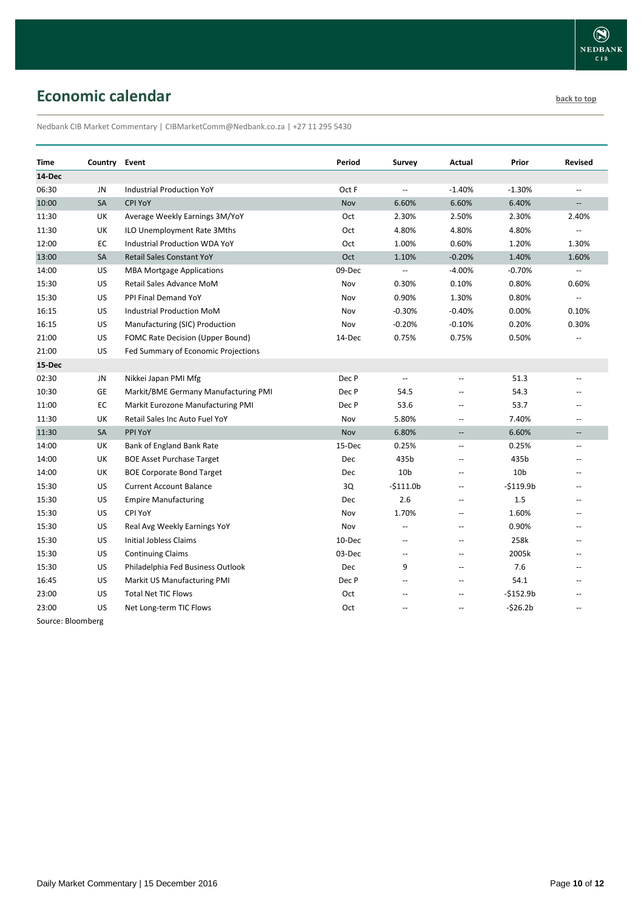## Economic calendar

back to top

Nedbank CIB Market Commentary | CIBMarketComm@Nedbank.co.za | +27 11 295 5430

| Time | Country | Event | Period | Survey | Actual | Prior | Revised |
|---|---|---|---|---|---|---|---|
| **14-Dec** | | | | | | | |
| 06:30 | JN | Industrial Production YoY | Oct F | -- | -1.40% | -1.30% | -- |
| 10:00 | SA | CPI YoY | Nov | 6.60% | 6.60% | 6.40% | -- |
| 11:30 | UK | Average Weekly Earnings 3M/YoY | Oct | 2.30% | 2.50% | 2.30% | 2.40% |
| 11:30 | UK | ILO Unemployment Rate 3Mths | Oct | 4.80% | 4.80% | 4.80% | -- |
| 12:00 | EC | Industrial Production WDA YoY | Oct | 1.00% | 0.60% | 1.20% | 1.30% |
| 13:00 | SA | Retail Sales Constant YoY | Oct | 1.10% | -0.20% | 1.40% | 1.60% |
| 14:00 | US | MBA Mortgage Applications | 09-Dec | -- | -4.00% | -0.70% | -- |
| 15:30 | US | Retail Sales Advance MoM | Nov | 0.30% | 0.10% | 0.80% | 0.60% |
| 15:30 | US | PPI Final Demand YoY | Nov | 0.90% | 1.30% | 0.80% | -- |
| 16:15 | US | Industrial Production MoM | Nov | -0.30% | -0.40% | 0.00% | 0.10% |
| 16:15 | US | Manufacturing (SIC) Production | Nov | -0.20% | -0.10% | 0.20% | 0.30% |
| 21:00 | US | FOMC Rate Decision (Upper Bound) | 14-Dec | 0.75% | 0.75% | 0.50% | -- |
| 21:00 | US | Fed Summary of Economic Projections | | | | | |
| **15-Dec** | | | | | | | |
| 02:30 | JN | Nikkei Japan PMI Mfg | Dec P | -- | -- | 51.3 | -- |
| 10:30 | GE | Markit/BME Germany Manufacturing PMI | Dec P | 54.5 | -- | 54.3 | -- |
| 11:00 | EC | Markit Eurozone Manufacturing PMI | Dec P | 53.6 | -- | 53.7 | -- |
| 11:30 | UK | Retail Sales Inc Auto Fuel YoY | Nov | 5.80% | -- | 7.40% | -- |
| 11:30 | SA | PPI YoY | Nov | 6.80% | -- | 6.60% | -- |
| 14:00 | UK | Bank of England Bank Rate | 15-Dec | 0.25% | -- | 0.25% | -- |
| 14:00 | UK | BOE Asset Purchase Target | Dec | 435b | -- | 435b | -- |
| 14:00 | UK | BOE Corporate Bond Target | Dec | 10b | -- | 10b | -- |
| 15:30 | US | Current Account Balance | 3Q | -$111.0b | -- | -$119.9b | -- |
| 15:30 | US | Empire Manufacturing | Dec | 2.6 | -- | 1.5 | -- |
| 15:30 | US | CPI YoY | Nov | 1.70% | -- | 1.60% | -- |
| 15:30 | US | Real Avg Weekly Earnings YoY | Nov | -- | -- | 0.90% | -- |
| 15:30 | US | Initial Jobless Claims | 10-Dec | -- | -- | 258k | -- |
| 15:30 | US | Continuing Claims | 03-Dec | -- | -- | 2005k | -- |
| 15:30 | US | Philadelphia Fed Business Outlook | Dec | 9 | -- | 7.6 | -- |
| 16:45 | US | Markit US Manufacturing PMI | Dec P | -- | -- | 54.1 | -- |
| 23:00 | US | Total Net TIC Flows | Oct | -- | -- | -$152.9b | -- |
| 23:00 | US | Net Long-term TIC Flows | Oct | -- | -- | -$26.2b | -- |

Source: Bloomberg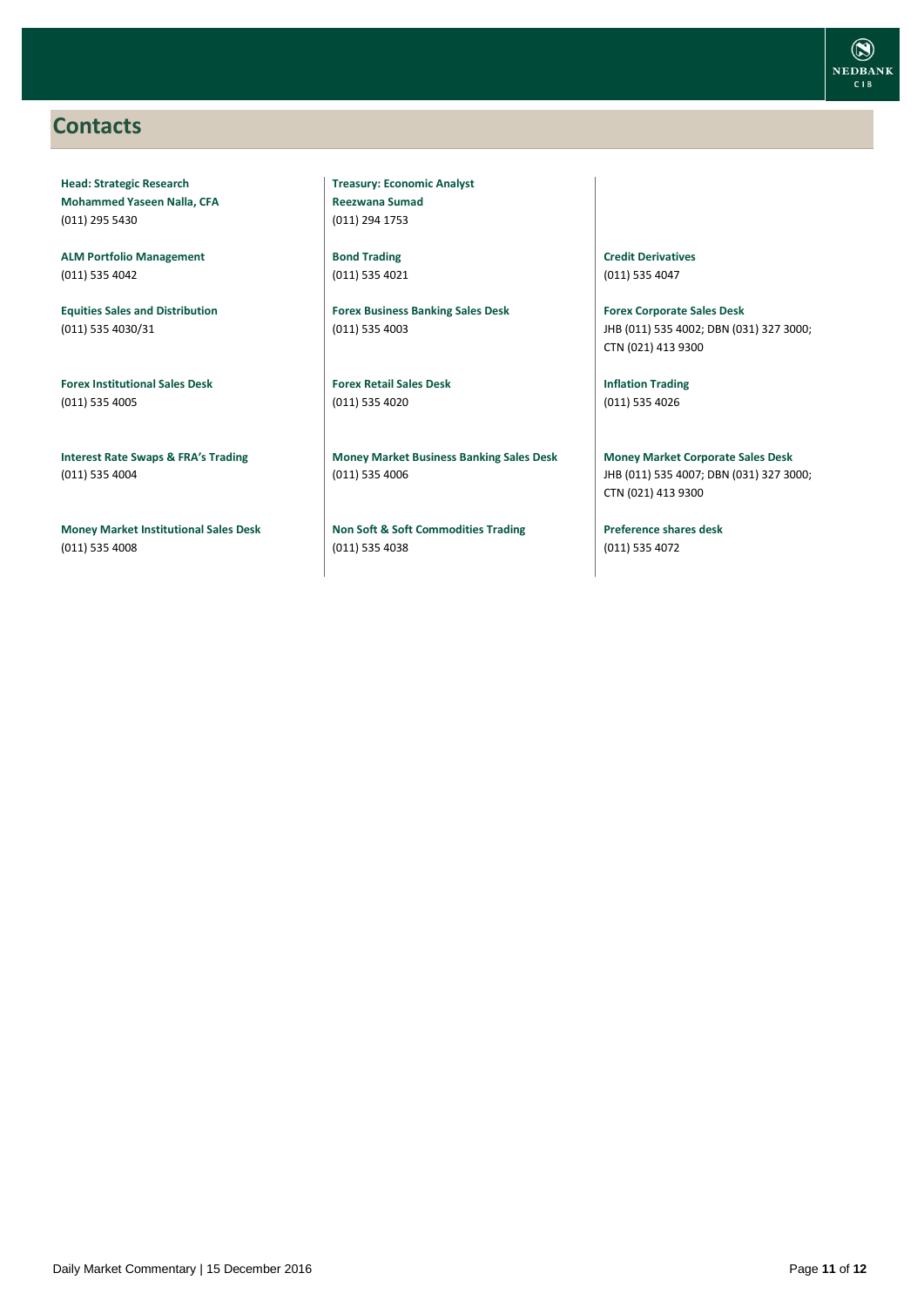## Contacts

**Head: Strategic Research**
**Mohammed Yaseen Nalla, CFA**
(011) 295 5430

**ALM Portfolio Management**
(011) 535 4042

**Equities Sales and Distribution**
(011) 535 4030/31

**Forex Institutional Sales Desk**
(011) 535 4005

**Interest Rate Swaps & FRA's Trading**
(011) 535 4004

**Money Market Institutional Sales Desk**
(011) 535 4008

**Treasury: Economic Analyst**
**Reezwana Sumad**
(011) 294 1753

**Bond Trading**
(011) 535 4021

**Forex Business Banking Sales Desk**
(011) 535 4003

**Forex Retail Sales Desk**
(011) 535 4020

**Money Market Business Banking Sales Desk**
(011) 535 4006

**Non Soft & Soft Commodities Trading**
(011) 535 4038

**Credit Derivatives**
(011) 535 4047

**Forex Corporate Sales Desk**
JHB (011) 535 4002; DBN (031) 327 3000; CTN (021) 413 9300

**Inflation Trading**
(011) 535 4026

**Money Market Corporate Sales Desk**
JHB (011) 535 4007; DBN (031) 327 3000; CTN (021) 413 9300

**Preference shares desk**
(011) 535 4072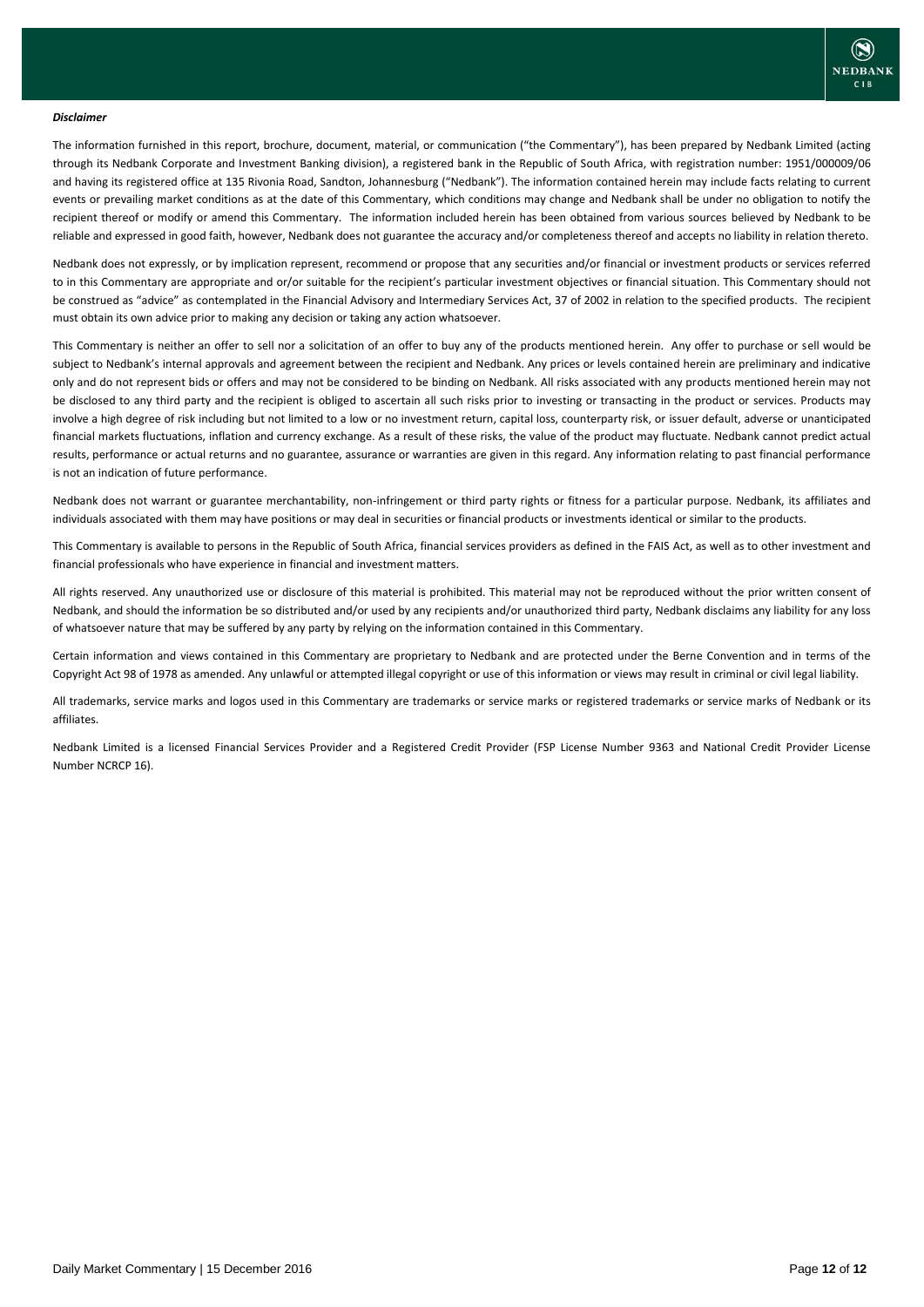***Disclaimer***

The information furnished in this report, brochure, document, material, or communication ("the Commentary"), has been prepared by Nedbank Limited (acting through its Nedbank Corporate and Investment Banking division), a registered bank in the Republic of South Africa, with registration number: 1951/000009/06 and having its registered office at 135 Rivonia Road, Sandton, Johannesburg ("Nedbank"). The information contained herein may include facts relating to current events or prevailing market conditions as at the date of this Commentary, which conditions may change and Nedbank shall be under no obligation to notify the recipient thereof or modify or amend this Commentary. The information included herein has been obtained from various sources believed by Nedbank to be reliable and expressed in good faith, however, Nedbank does not guarantee the accuracy and/or completeness thereof and accepts no liability in relation thereto.

Nedbank does not expressly, or by implication represent, recommend or propose that any securities and/or financial or investment products or services referred to in this Commentary are appropriate and or/or suitable for the recipient's particular investment objectives or financial situation. This Commentary should not be construed as "advice" as contemplated in the Financial Advisory and Intermediary Services Act, 37 of 2002 in relation to the specified products. The recipient must obtain its own advice prior to making any decision or taking any action whatsoever.

This Commentary is neither an offer to sell nor a solicitation of an offer to buy any of the products mentioned herein. Any offer to purchase or sell would be subject to Nedbank's internal approvals and agreement between the recipient and Nedbank. Any prices or levels contained herein are preliminary and indicative only and do not represent bids or offers and may not be considered to be binding on Nedbank. All risks associated with any products mentioned herein may not be disclosed to any third party and the recipient is obliged to ascertain all such risks prior to investing or transacting in the product or services. Products may involve a high degree of risk including but not limited to a low or no investment return, capital loss, counterparty risk, or issuer default, adverse or unanticipated financial markets fluctuations, inflation and currency exchange. As a result of these risks, the value of the product may fluctuate. Nedbank cannot predict actual results, performance or actual returns and no guarantee, assurance or warranties are given in this regard. Any information relating to past financial performance is not an indication of future performance.

Nedbank does not warrant or guarantee merchantability, non-infringement or third party rights or fitness for a particular purpose. Nedbank, its affiliates and individuals associated with them may have positions or may deal in securities or financial products or investments identical or similar to the products.

This Commentary is available to persons in the Republic of South Africa, financial services providers as defined in the FAIS Act, as well as to other investment and financial professionals who have experience in financial and investment matters.

All rights reserved. Any unauthorized use or disclosure of this material is prohibited. This material may not be reproduced without the prior written consent of Nedbank, and should the information be so distributed and/or used by any recipients and/or unauthorized third party, Nedbank disclaims any liability for any loss of whatsoever nature that may be suffered by any party by relying on the information contained in this Commentary.

Certain information and views contained in this Commentary are proprietary to Nedbank and are protected under the Berne Convention and in terms of the Copyright Act 98 of 1978 as amended. Any unlawful or attempted illegal copyright or use of this information or views may result in criminal or civil legal liability.

All trademarks, service marks and logos used in this Commentary are trademarks or service marks or registered trademarks or service marks of Nedbank or its affiliates.

Nedbank Limited is a licensed Financial Services Provider and a Registered Credit Provider (FSP License Number 9363 and National Credit Provider License Number NCRCP 16).